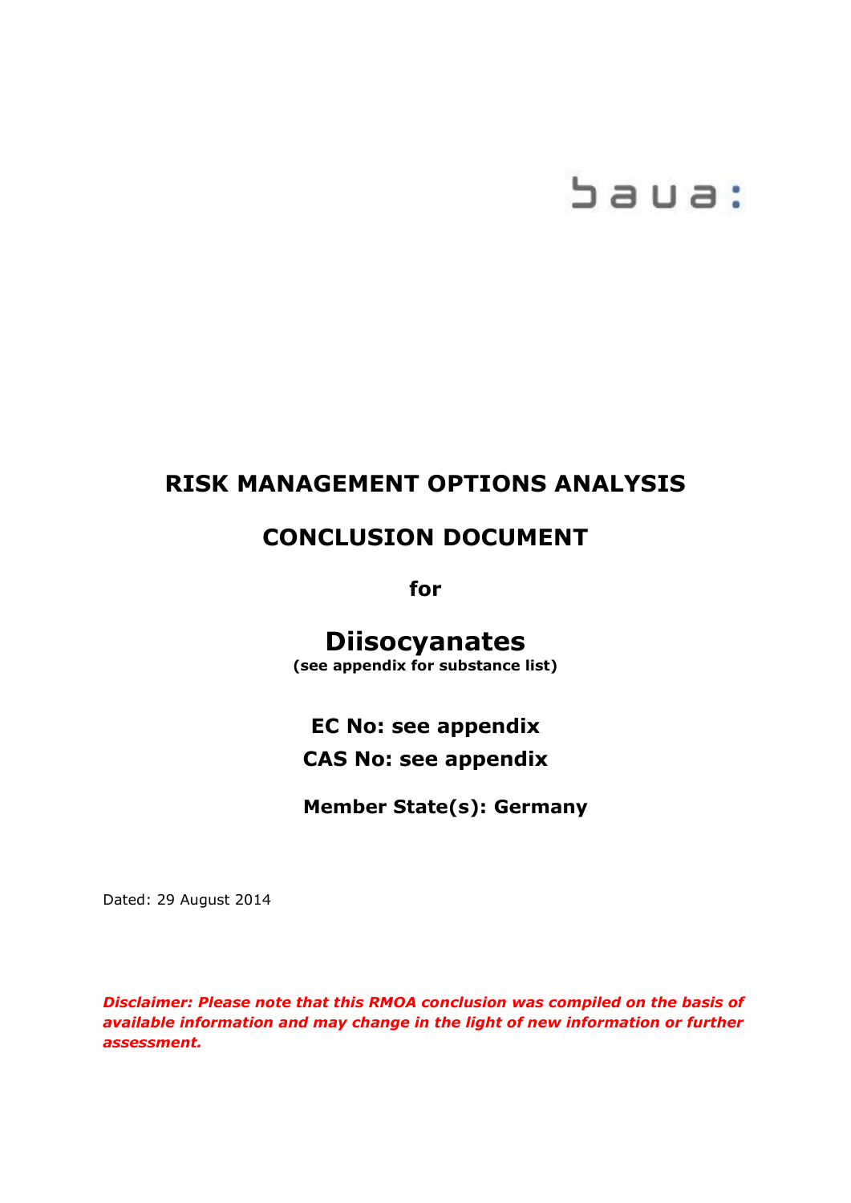baua:

# RISK MANAGEMENT OPTIONS ANALYSIS

# CONCLUSION DOCUMENT

**for**

## Diisocyanates

**(see appendix for substance list)**

**EC No: see appendix**

**CAS No: see appendix**

**Member State(s): Germany**

Dated: 29 August 2014

***Disclaimer: Please note that this RMOA conclusion was compiled on the basis of available information and may change in the light of new information or further assessment.***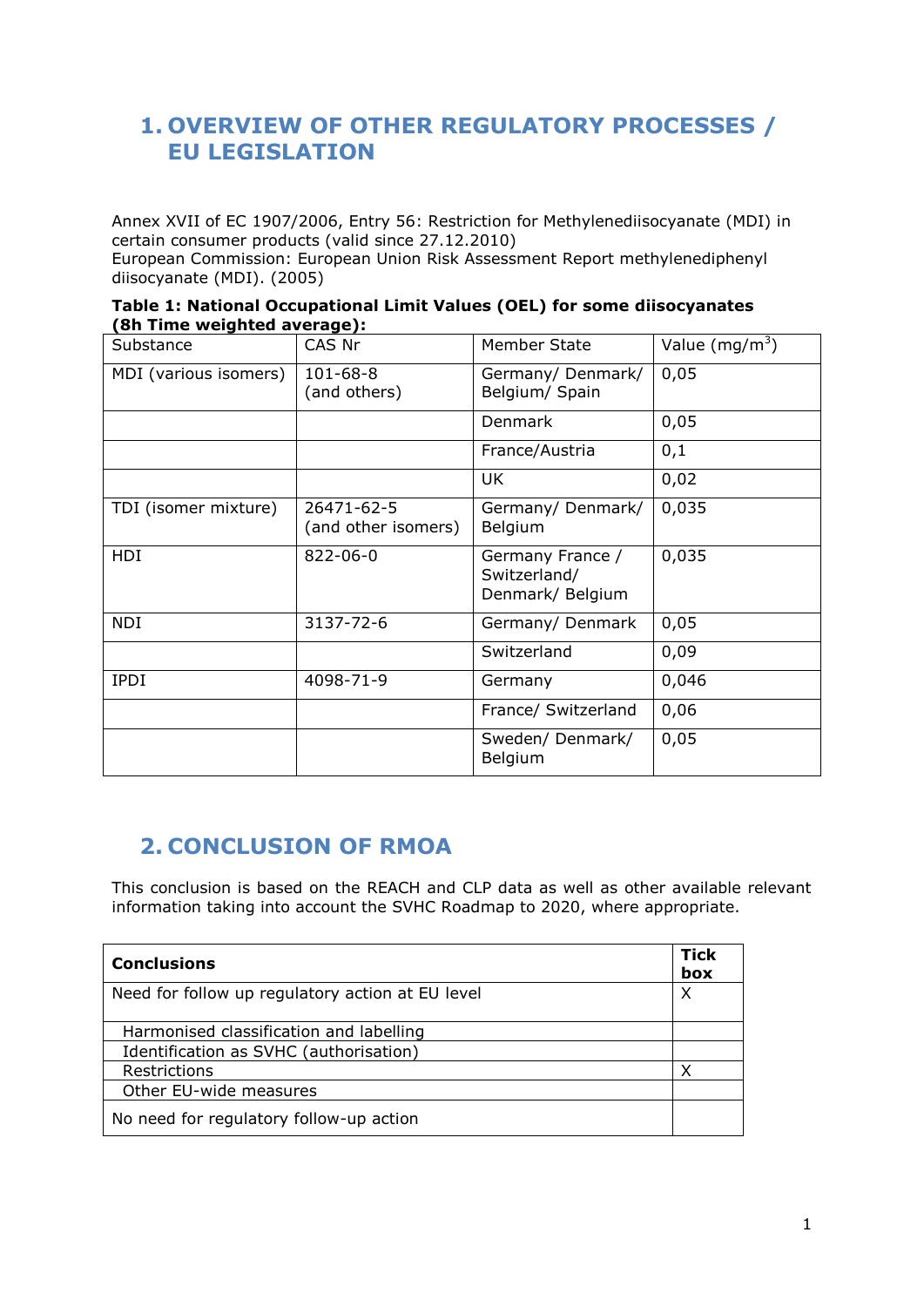# 1. OVERVIEW OF OTHER REGULATORY PROCESSES / EU LEGISLATION

Annex XVII of EC 1907/2006, Entry 56: Restriction for Methylenediisocyanate (MDI) in certain consumer products (valid since 27.12.2010)
European Commission: European Union Risk Assessment Report methylenediphenyl diisocyanate (MDI). (2005)

**Table 1: National Occupational Limit Values (OEL) for some diisocyanates (8h Time weighted average):**

| Substance | CAS Nr | Member State | Value (mg/m$^3$) |
|---|---|---|---|
| MDI (various isomers) | 101-68-8 (and others) | Germany/ Denmark/ Belgium/ Spain | 0,05 |
| | | Denmark | 0,05 |
| | | France/Austria | 0,1 |
| | | UK | 0,02 |
| TDI (isomer mixture) | 26471-62-5 (and other isomers) | Germany/ Denmark/ Belgium | 0,035 |
| HDI | 822-06-0 | Germany France / Switzerland/ Denmark/ Belgium | 0,035 |
| NDI | 3137-72-6 | Germany/ Denmark | 0,05 |
| | | Switzerland | 0,09 |
| IPDI | 4098-71-9 | Germany | 0,046 |
| | | France/ Switzerland | 0,06 |
| | | Sweden/ Denmark/ Belgium | 0,05 |

# 2. CONCLUSION OF RMOA

This conclusion is based on the REACH and CLP data as well as other available relevant information taking into account the SVHC Roadmap to 2020, where appropriate.

| Conclusions | Tick box |
|---|---|
| Need for follow up regulatory action at EU level | X |
| Harmonised classification and labelling | |
| Identification as SVHC (authorisation) | |
| Restrictions | X |
| Other EU-wide measures | |
| No need for regulatory follow-up action | |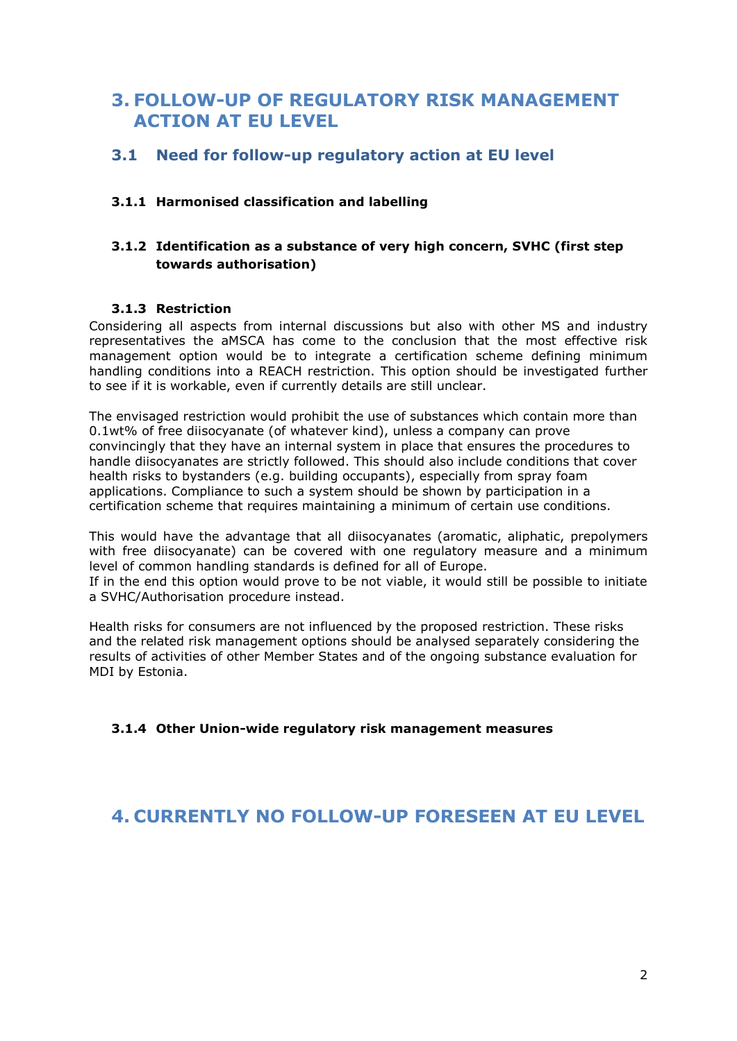# 3. FOLLOW-UP OF REGULATORY RISK MANAGEMENT ACTION AT EU LEVEL

## 3.1 Need for follow-up regulatory action at EU level

### 3.1.1 Harmonised classification and labelling

### 3.1.2 Identification as a substance of very high concern, SVHC (first step towards authorisation)

### 3.1.3 Restriction

Considering all aspects from internal discussions but also with other MS and industry representatives the aMSCA has come to the conclusion that the most effective risk management option would be to integrate a certification scheme defining minimum handling conditions into a REACH restriction. This option should be investigated further to see if it is workable, even if currently details are still unclear.

The envisaged restriction would prohibit the use of substances which contain more than 0.1wt% of free diisocyanate (of whatever kind), unless a company can prove convincingly that they have an internal system in place that ensures the procedures to handle diisocyanates are strictly followed. This should also include conditions that cover health risks to bystanders (e.g. building occupants), especially from spray foam applications. Compliance to such a system should be shown by participation in a certification scheme that requires maintaining a minimum of certain use conditions.

This would have the advantage that all diisocyanates (aromatic, aliphatic, prepolymers with free diisocyanate) can be covered with one regulatory measure and a minimum level of common handling standards is defined for all of Europe.
If in the end this option would prove to be not viable, it would still be possible to initiate a SVHC/Authorisation procedure instead.

Health risks for consumers are not influenced by the proposed restriction. These risks and the related risk management options should be analysed separately considering the results of activities of other Member States and of the ongoing substance evaluation for MDI by Estonia.

### 3.1.4 Other Union-wide regulatory risk management measures

# 4. CURRENTLY NO FOLLOW-UP FORESEEN AT EU LEVEL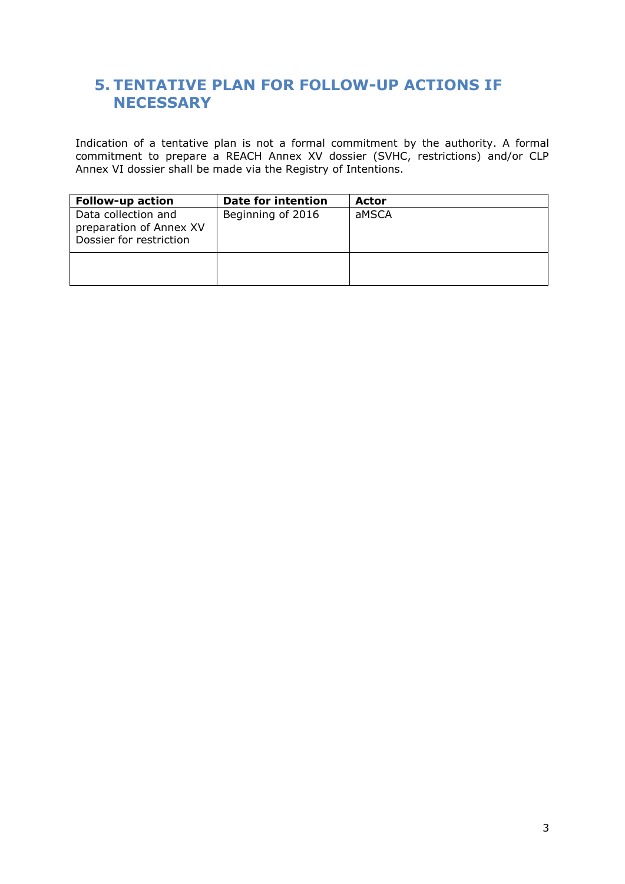## 5. TENTATIVE PLAN FOR FOLLOW-UP ACTIONS IF NECESSARY

Indication of a tentative plan is not a formal commitment by the authority. A formal commitment to prepare a REACH Annex XV dossier (SVHC, restrictions) and/or CLP Annex VI dossier shall be made via the Registry of Intentions.

| Follow-up action | Date for intention | Actor |
|---|---|---|
| Data collection and preparation of Annex XV Dossier for restriction | Beginning of 2016 | aMSCA |
| | | |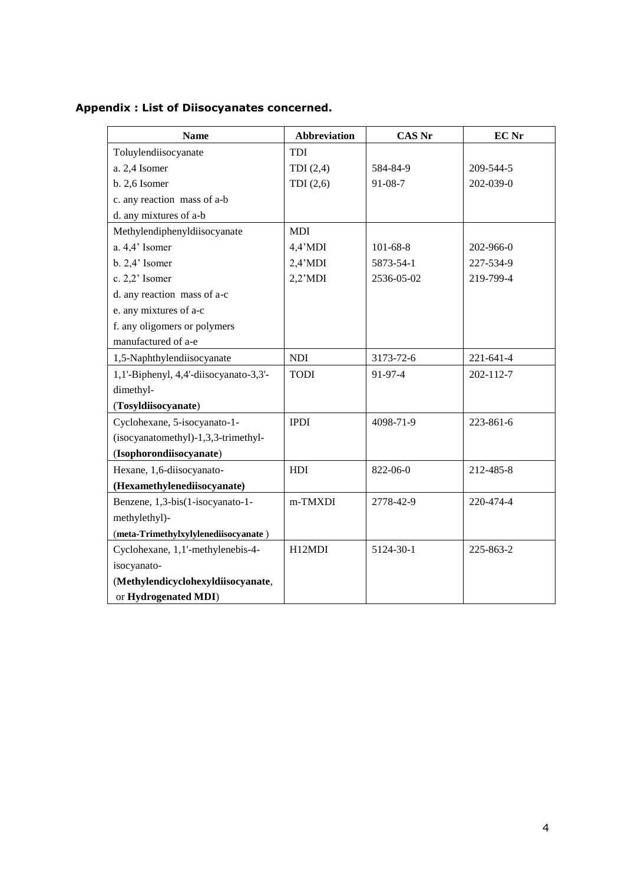**Appendix : List of Diisocyanates concerned.**

| Name | Abbreviation | CAS Nr | EC Nr |
|---|---|---|---|
| Toluylendiisocyanate | TDI | | |
| a. 2,4 Isomer | TDI (2,4) | 584-84-9 | 209-544-5 |
| b. 2,6 Isomer | TDI (2,6) | 91-08-7 | 202-039-0 |
| c. any reaction mass of a-b | | | |
| d. any mixtures of a-b | | | |
| Methylendiphenyldiisocyanate | MDI | | |
| a. 4,4' Isomer | 4,4'MDI | 101-68-8 | 202-966-0 |
| b. 2,4' Isomer | 2,4'MDI | 5873-54-1 | 227-534-9 |
| c. 2,2' Isomer | 2,2'MDI | 2536-05-02 | 219-799-4 |
| d. any reaction mass of a-c | | | |
| e. any mixtures of a-c | | | |
| f. any oligomers or polymers manufactured of a-e | | | |
| 1,5-Naphthylendiisocyanate | NDI | 3173-72-6 | 221-641-4 |
| 1,1'-Biphenyl, 4,4'-diisocyanato-3,3'-dimethyl- (**Tosyldiisocyanate**) | TODI | 91-97-4 | 202-112-7 |
| Cyclohexane, 5-isocyanato-1-(isocyanatomethyl)-1,3,3-trimethyl- (**Isophorondiisocyanate**) | IPDI | 4098-71-9 | 223-861-6 |
| Hexane, 1,6-diisocyanato- **(Hexamethylenediisocyanate)** | HDI | 822-06-0 | 212-485-8 |
| Benzene, 1,3-bis(1-isocyanato-1-methylethyl)- (**meta-Trimethylxylylenediisocyanate** ) | m-TMXDI | 2778-42-9 | 220-474-4 |
| Cyclohexane, 1,1'-methylenebis-4-isocyanato- (**Methylendicyclohexyldiisocyanate**, or **Hydrogenated MDI**) | H12MDI | 5124-30-1 | 225-863-2 |